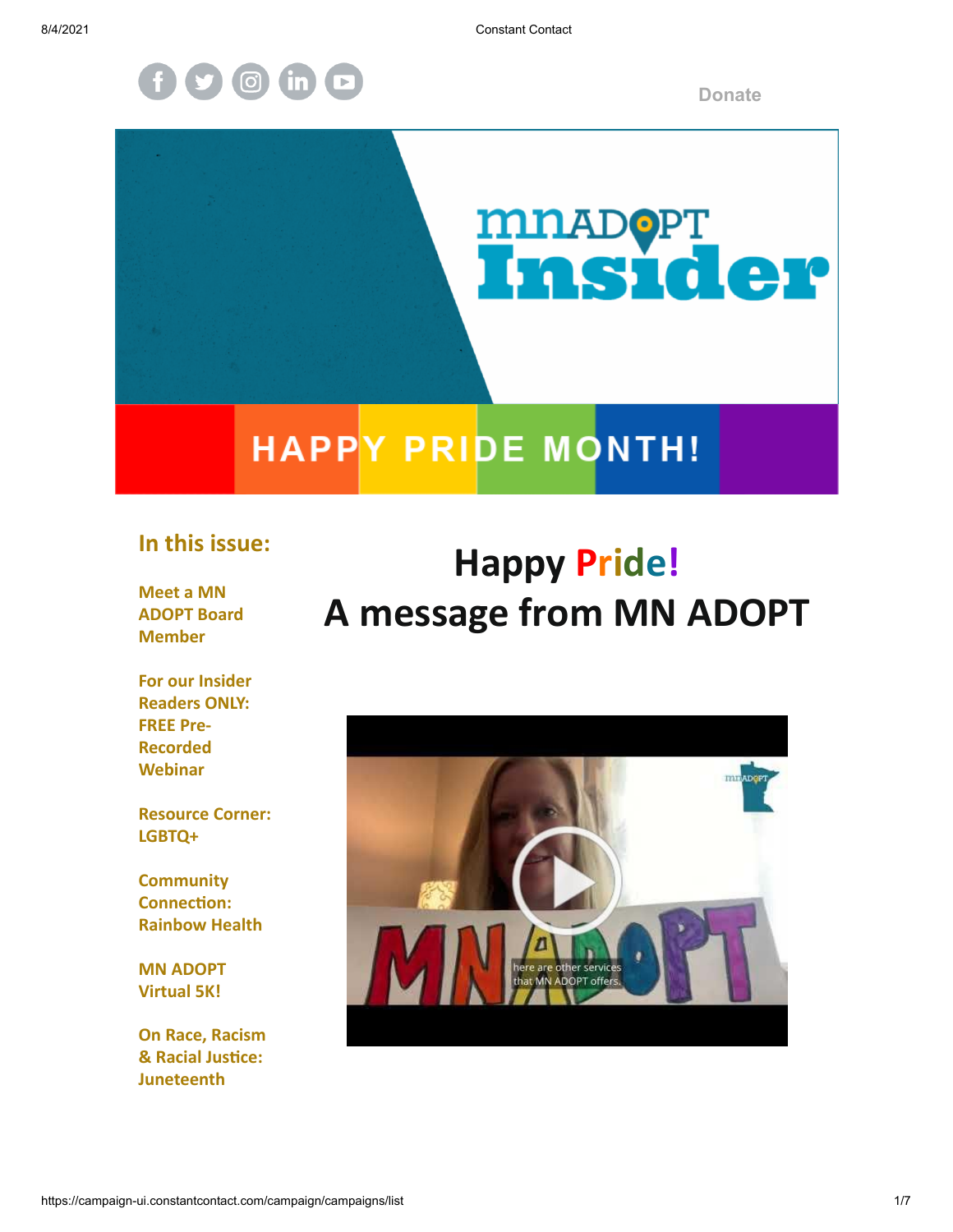Donate

mnADOPT Insider

HAPPY PRIDE MONTH!

## In this issue:

Meet a MN ADOPT Board Member

For our Insider Readers ONLY: FREE Pre-Recorded Webinar

Resource Corner: LGBTQ+

Community Connection: Rainbow Health

MN ADOPT Virtual 5K!

On Race, Racism & Racial Justice: Juneteenth

# Happy Pride!
# A message from MN ADOPT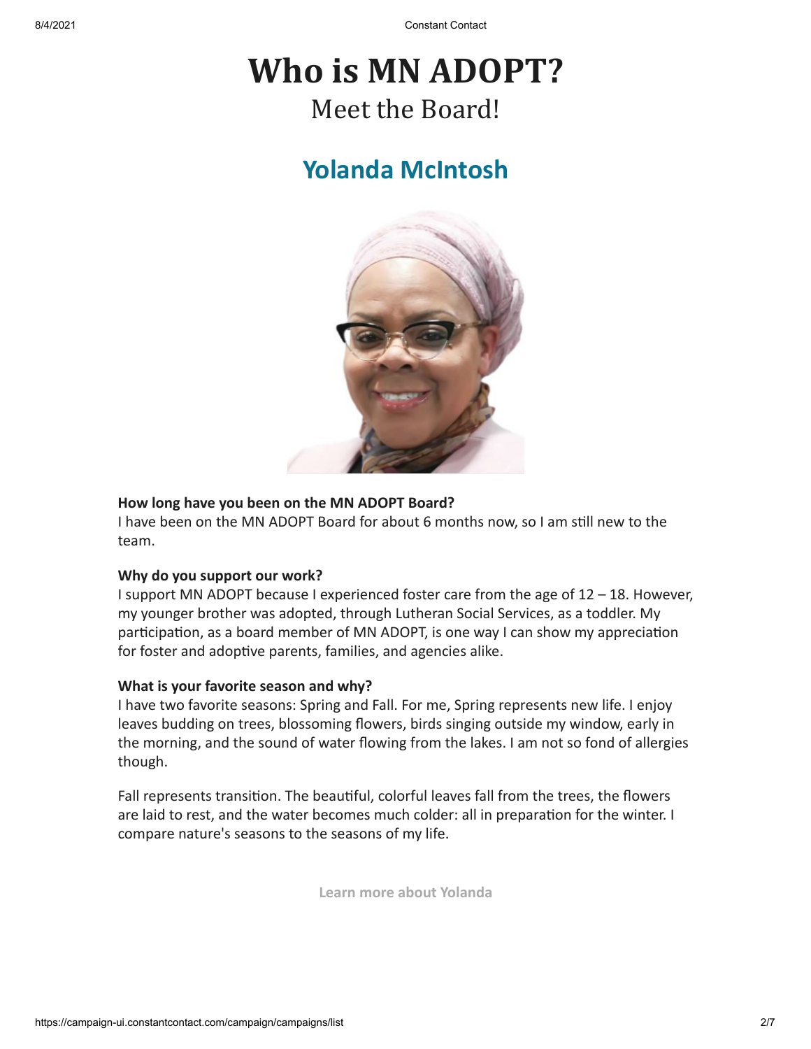# Who is MN ADOPT?

Meet the Board!

## Yolanda McIntosh

**How long have you been on the MN ADOPT Board?**
I have been on the MN ADOPT Board for about 6 months now, so I am still new to the team.

**Why do you support our work?**
I support MN ADOPT because I experienced foster care from the age of 12 – 18. However, my younger brother was adopted, through Lutheran Social Services, as a toddler. My participation, as a board member of MN ADOPT, is one way I can show my appreciation for foster and adoptive parents, families, and agencies alike.

**What is your favorite season and why?**
I have two favorite seasons: Spring and Fall. For me, Spring represents new life. I enjoy leaves budding on trees, blossoming flowers, birds singing outside my window, early in the morning, and the sound of water flowing from the lakes. I am not so fond of allergies though.

Fall represents transition. The beautiful, colorful leaves fall from the trees, the flowers are laid to rest, and the water becomes much colder: all in preparation for the winter. I compare nature's seasons to the seasons of my life.

Learn more about Yolanda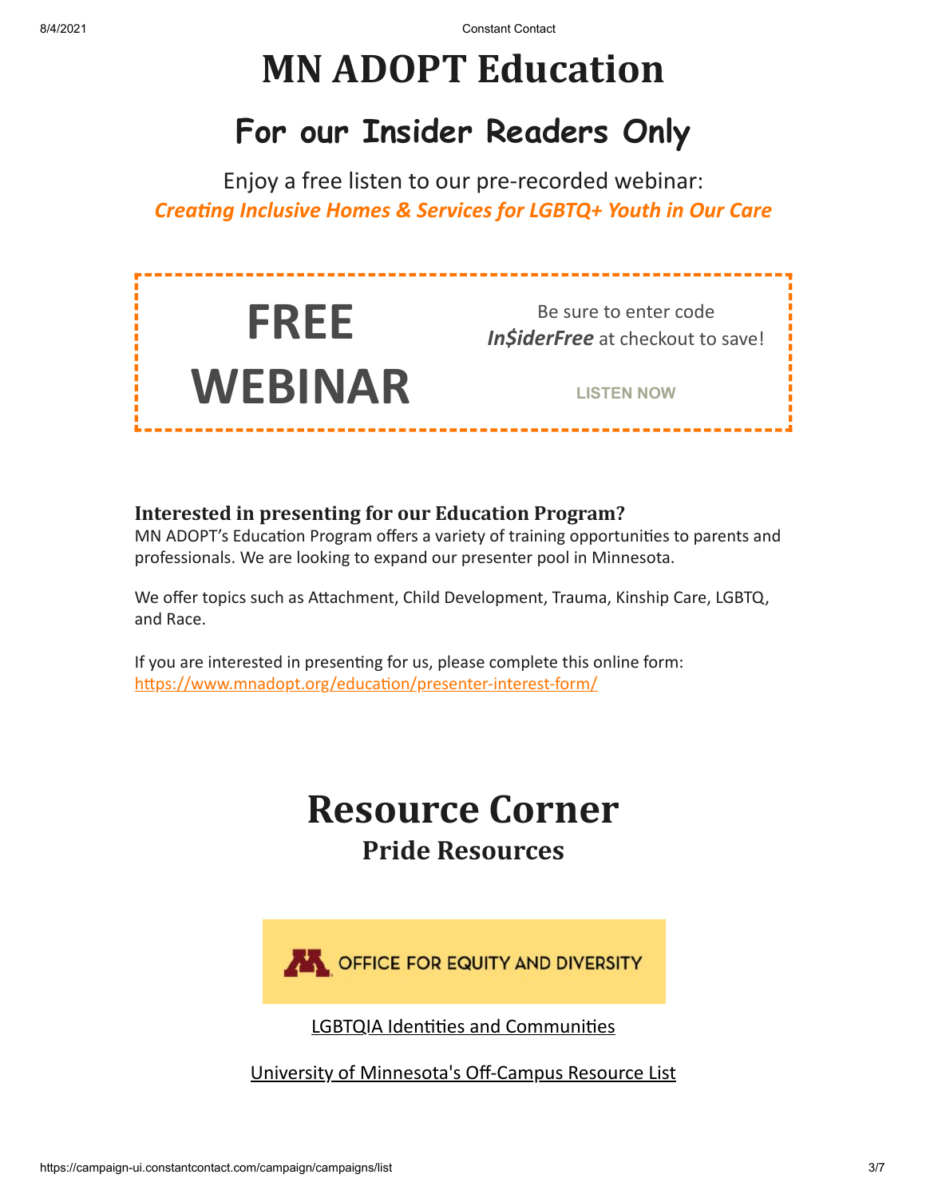# MN ADOPT Education

## For our Insider Readers Only

Enjoy a free listen to our pre-recorded webinar:
***Creating Inclusive Homes & Services for LGBTQ+ Youth in Our Care***

**FREE WEBINAR**

Be sure to enter code ***In$iderFree*** at checkout to save!

LISTEN NOW

### Interested in presenting for our Education Program?

MN ADOPT's Education Program offers a variety of training opportunities to parents and professionals. We are looking to expand our presenter pool in Minnesota.

We offer topics such as Attachment, Child Development, Trauma, Kinship Care, LGBTQ, and Race.

If you are interested in presenting for us, please complete this online form:
https://www.mnadopt.org/education/presenter-interest-form/

# Resource Corner

## Pride Resources

OFFICE FOR EQUITY AND DIVERSITY

LGBTQIA Identities and Communities

University of Minnesota's Off-Campus Resource List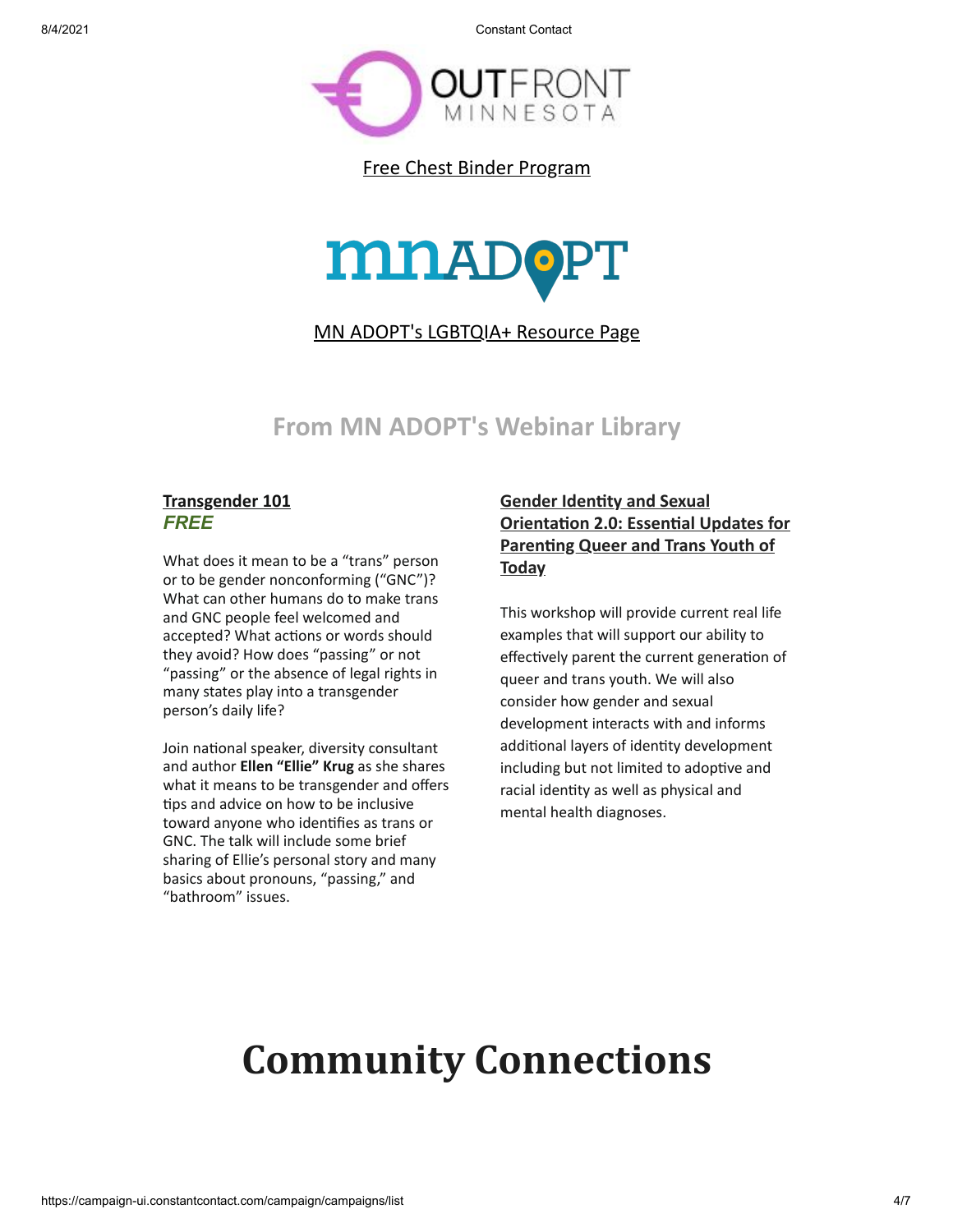Free Chest Binder Program

MN ADOPT's LGBTQIA+ Resource Page

## From MN ADOPT's Webinar Library

**Transgender 101**
***FREE***

What does it mean to be a "trans" person or to be gender nonconforming ("GNC")? What can other humans do to make trans and GNC people feel welcomed and accepted? What actions or words should they avoid? How does "passing" or not "passing" or the absence of legal rights in many states play into a transgender person's daily life?

Join national speaker, diversity consultant and author **Ellen "Ellie" Krug** as she shares what it means to be transgender and offers tips and advice on how to be inclusive toward anyone who identifies as trans or GNC. The talk will include some brief sharing of Ellie's personal story and many basics about pronouns, "passing," and "bathroom" issues.

**Gender Identity and Sexual Orientation 2.0: Essential Updates for Parenting Queer and Trans Youth of Today**

This workshop will provide current real life examples that will support our ability to effectively parent the current generation of queer and trans youth. We will also consider how gender and sexual development interacts with and informs additional layers of identity development including but not limited to adoptive and racial identity as well as physical and mental health diagnoses.

# Community Connections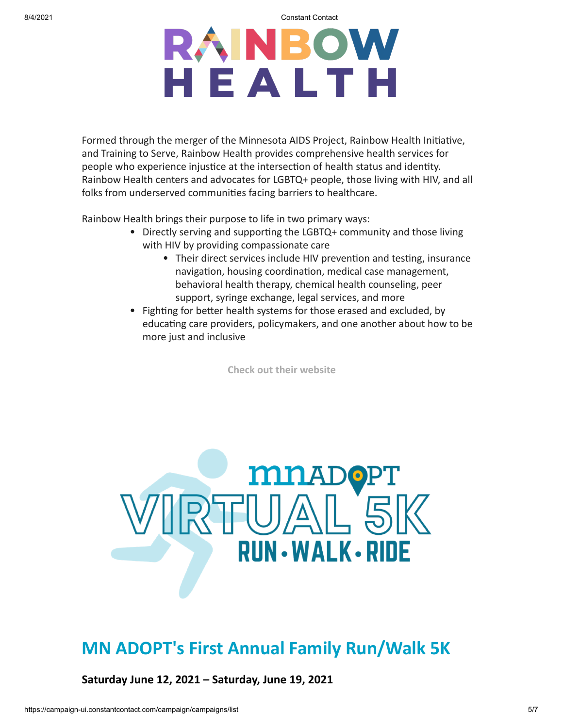Formed through the merger of the Minnesota AIDS Project, Rainbow Health Initiative, and Training to Serve, Rainbow Health provides comprehensive health services for people who experience injustice at the intersection of health status and identity. Rainbow Health centers and advocates for LGBTQ+ people, those living with HIV, and all folks from underserved communities facing barriers to healthcare.

Rainbow Health brings their purpose to life in two primary ways:

- Directly serving and supporting the LGBTQ+ community and those living with HIV by providing compassionate care
  - Their direct services include HIV prevention and testing, insurance navigation, housing coordination, medical case management, behavioral health therapy, chemical health counseling, peer support, syringe exchange, legal services, and more
- Fighting for better health systems for those erased and excluded, by educating care providers, policymakers, and one another about how to be more just and inclusive

Check out their website

## MN ADOPT's First Annual Family Run/Walk 5K

**Saturday June 12, 2021 – Saturday, June 19, 2021**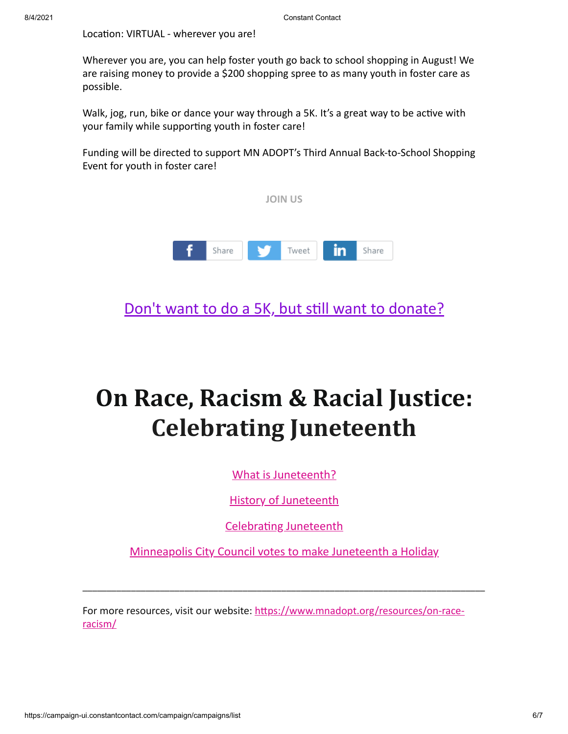Location: VIRTUAL - wherever you are!

Wherever you are, you can help foster youth go back to school shopping in August! We are raising money to provide a $200 shopping spree to as many youth in foster care as possible.

Walk, jog, run, bike or dance your way through a 5K. It's a great way to be active with your family while supporting youth in foster care!

Funding will be directed to support MN ADOPT's Third Annual Back-to-School Shopping Event for youth in foster care!

JOIN US

Share Tweet Share

Don't want to do a 5K, but still want to donate?

# On Race, Racism & Racial Justice: Celebrating Juneteenth

What is Juneteenth?

History of Juneteenth

Celebrating Juneteenth

Minneapolis City Council votes to make Juneteenth a Holiday

---

For more resources, visit our website: https://www.mnadopt.org/resources/on-race-racism/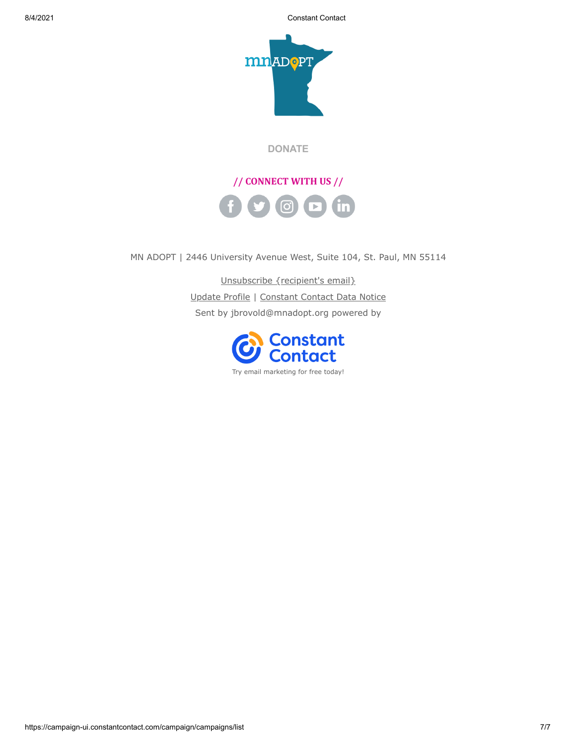DONATE

// CONNECT WITH US //

MN ADOPT | 2446 University Avenue West, Suite 104, St. Paul, MN 55114

Unsubscribe {recipient's email}

Update Profile | Constant Contact Data Notice

Sent by jbrovold@mnadopt.org powered by

Try email marketing for free today!